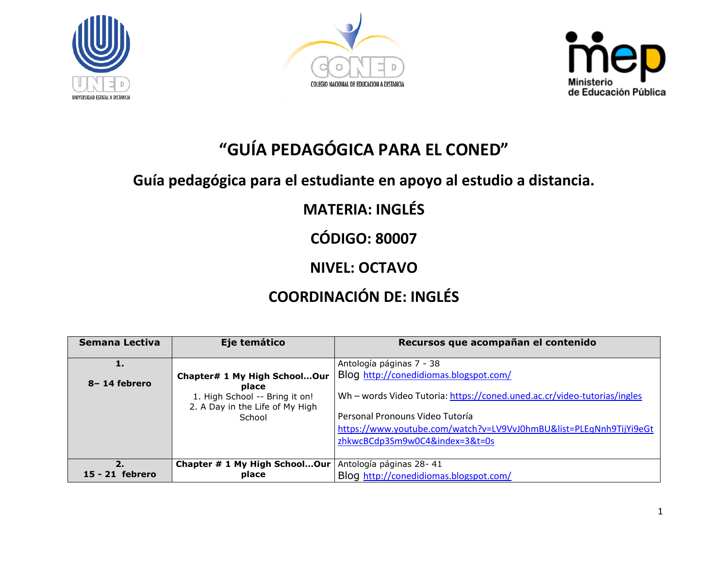# “GUÍA PEDAGÓGICA PARA EL CONED”

## Guía pedagógica para el estudiante en apoyo al estudio a distancia.

## MATERIA: INGLÉS

## CÓDIGO: 80007

## NIVEL: OCTAVO

## COORDINACIÓN DE: INGLÉS

| Semana Lectiva | Eje temático | Recursos que acompañan el contenido |
|---|---|---|
| **1.** **8– 14 febrero** | **Chapter# 1 My High School…Our place** 1. High School -- Bring it on! 2. A Day in the Life of My High School | Antología páginas 7 - 38 Blog http://conedidiomas.blogspot.com/ Wh – words Video Tutoria: https://coned.uned.ac.cr/video-tutorias/ingles Personal Pronouns Video Tutoría https://www.youtube.com/watch?v=LV9VvJ0hmBU&list=PLEqNnh9TijYi9eGtzhkwcBCdp3Sm9w0C4&index=3&t=0s |
| **2.** **15 - 21 febrero** | **Chapter # 1 My High School…Our place** | Antología páginas 28- 41 Blog http://conedidiomas.blogspot.com/ |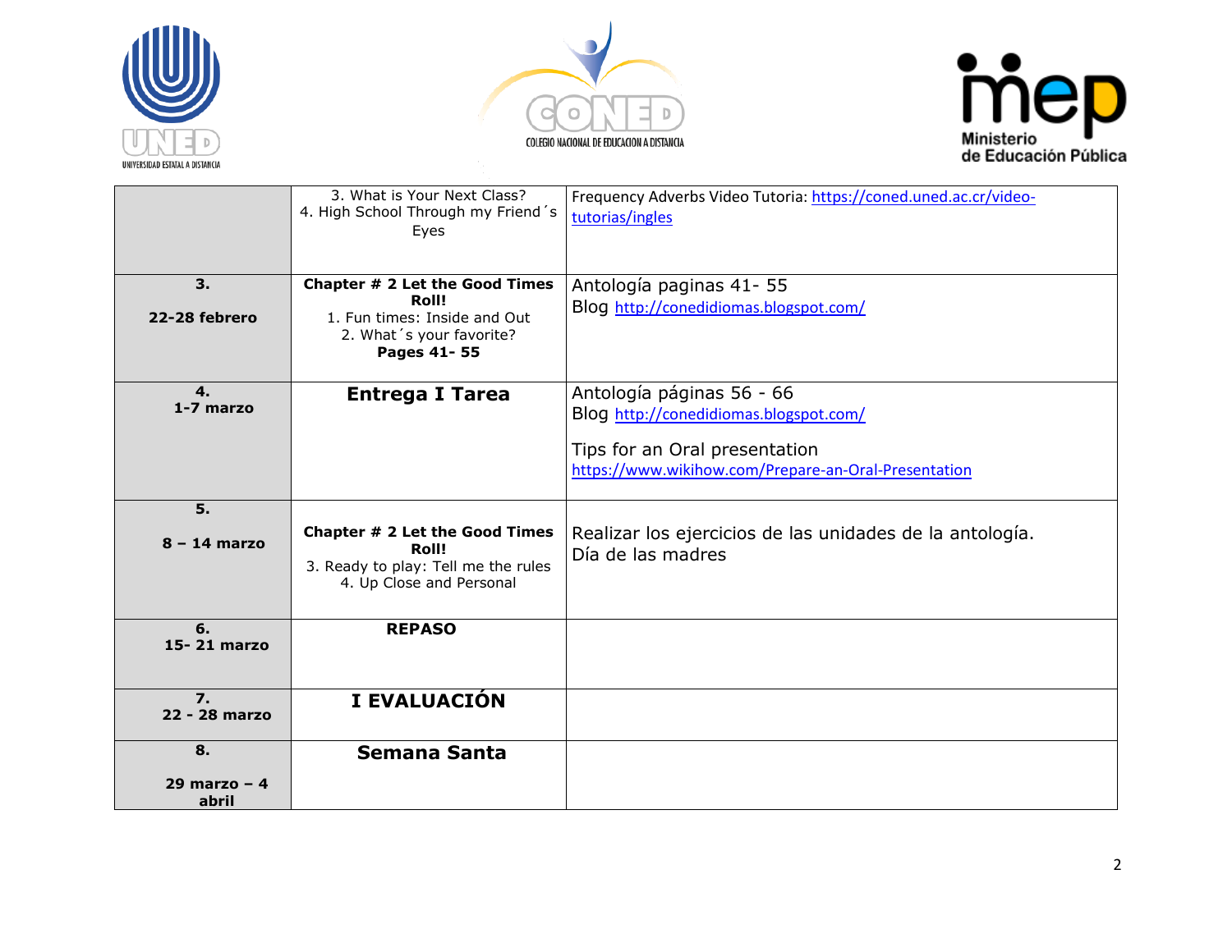|  |  |  |
|---|---|---|
|  | 3. What is Your Next Class?<br>4. High School Through my Friend´s Eyes | Frequency Adverbs Video Tutoria: https://coned.uned.ac.cr/video-tutorias/ingles |
| **3.**<br>**22-28 febrero** | **Chapter # 2 Let the Good Times Roll!**<br>1. Fun times: Inside and Out<br>2. What´s your favorite?<br>**Pages 41- 55** | Antología paginas 41- 55<br>Blog http://conedidiomas.blogspot.com/ |
| **4.**<br>**1-7 marzo** | **Entrega I Tarea** | Antología páginas 56 - 66<br>Blog http://conedidiomas.blogspot.com/<br><br>Tips for an Oral presentation<br>https://www.wikihow.com/Prepare-an-Oral-Presentation |
| **5.**<br>**8 – 14 marzo** | **Chapter # 2 Let the Good Times Roll!**<br>3. Ready to play: Tell me the rules<br>4. Up Close and Personal | Realizar los ejercicios de las unidades de la antología.<br>Día de las madres |
| **6.**<br>**15- 21 marzo** | **REPASO** |  |
| **7.**<br>**22 - 28 marzo** | **I EVALUACIÓN** |  |
| **8.**<br>**29 marzo – 4 abril** | **Semana Santa** |  |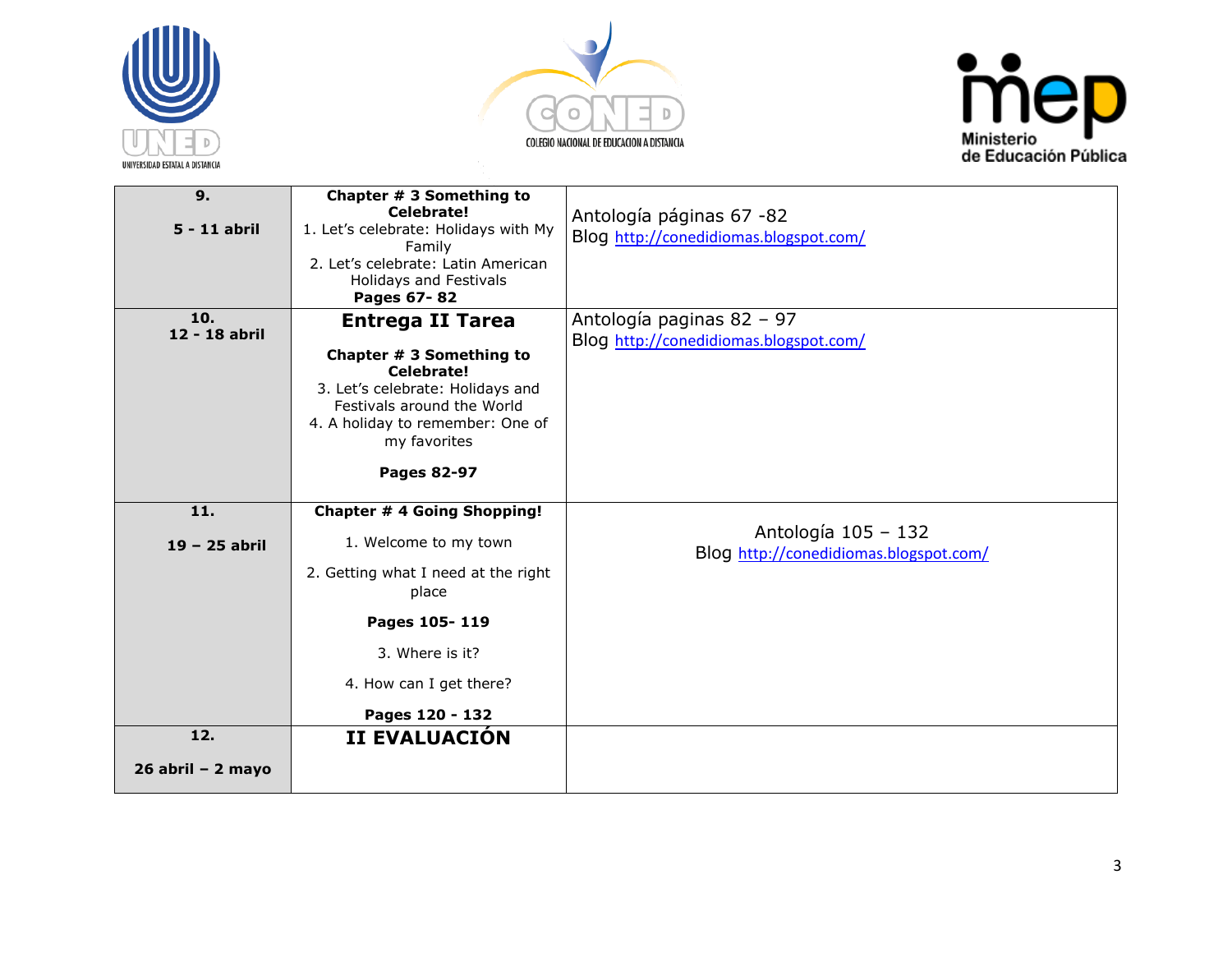| | | |
|---|---|---|
| **9.** **5 - 11 abril** | **Chapter # 3 Something to Celebrate!** 1. Let's celebrate: Holidays with My Family 2. Let's celebrate: Latin American Holidays and Festivals **Pages 67- 82** | Antología páginas 67 -82 Blog http://conedidiomas.blogspot.com/ |
| **10.** **12 - 18 abril** | **Entrega II Tarea** **Chapter # 3 Something to Celebrate!** 3. Let's celebrate: Holidays and Festivals around the World 4. A holiday to remember: One of my favorites **Pages 82-97** | Antología paginas 82 – 97 Blog http://conedidiomas.blogspot.com/ |
| **11.** **19 – 25 abril** | **Chapter # 4 Going Shopping!** 1. Welcome to my town 2. Getting what I need at the right place **Pages 105- 119** 3. Where is it? 4. How can I get there? **Pages 120 - 132** | Antología 105 – 132 Blog http://conedidiomas.blogspot.com/ |
| **12.** **26 abril – 2 mayo** | **II EVALUACIÓN** | |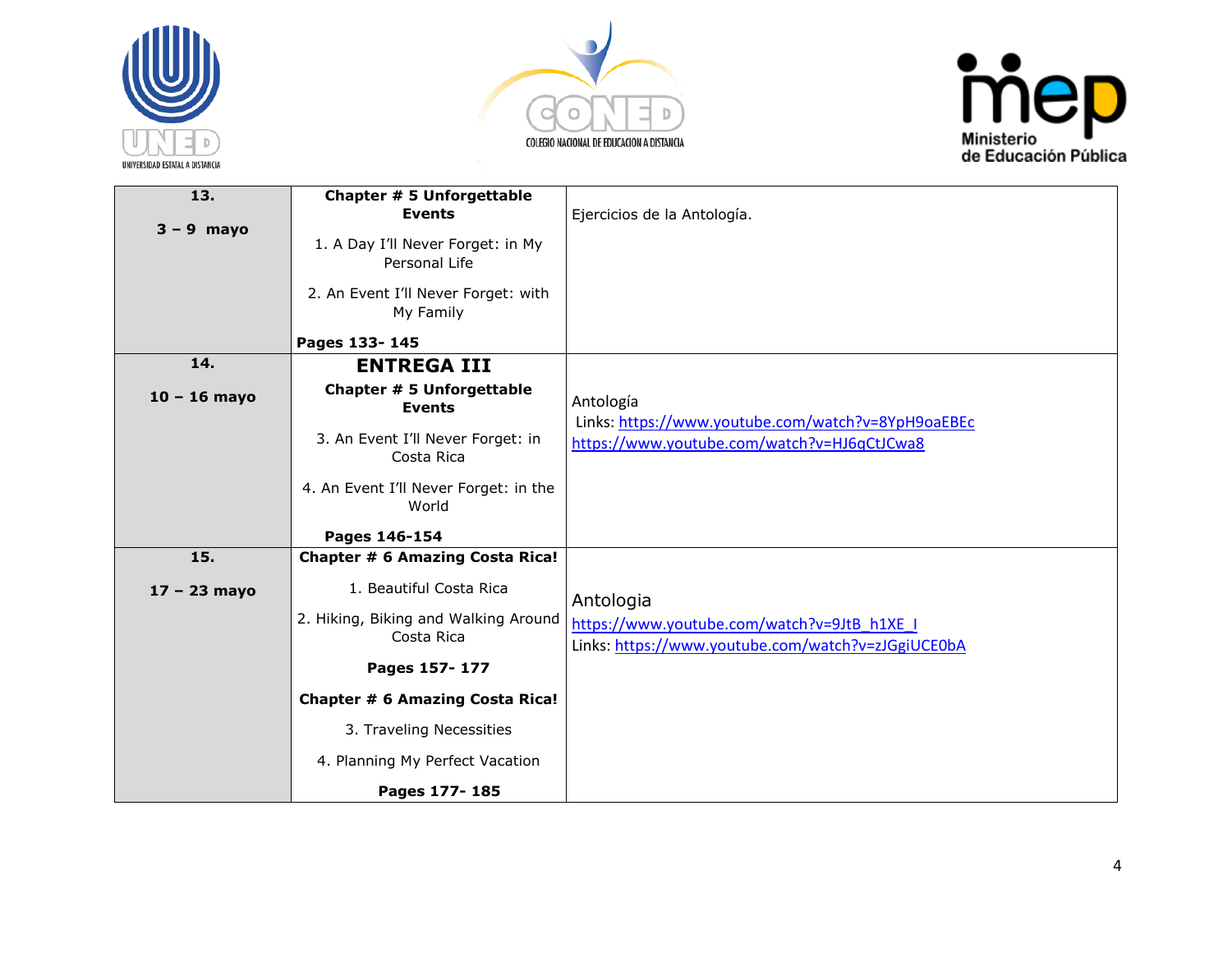| | | |
|---|---|---|
| **13.**<br><br>**3 – 9 mayo** | **Chapter # 5 Unforgettable Events**<br><br>1. A Day I'll Never Forget: in My Personal Life<br><br>2. An Event I'll Never Forget: with My Family<br><br>**Pages 133- 145** | Ejercicios de la Antología. |
| **14.**<br><br>**10 – 16 mayo** | **ENTREGA III**<br>**Chapter # 5 Unforgettable Events**<br><br>3. An Event I'll Never Forget: in Costa Rica<br><br>4. An Event I'll Never Forget: in the World<br><br>**Pages 146-154** | Antología<br>Links: https://www.youtube.com/watch?v=8YpH9oaEBEc<br>https://www.youtube.com/watch?v=HJ6qCtJCwa8 |
| **15.**<br><br>**17 – 23 mayo** | **Chapter # 6 Amazing Costa Rica!**<br><br>1. Beautiful Costa Rica<br><br>2. Hiking, Biking and Walking Around Costa Rica<br><br>**Pages 157- 177**<br><br>**Chapter # 6 Amazing Costa Rica!**<br><br>3. Traveling Necessities<br><br>4. Planning My Perfect Vacation<br><br>**Pages 177- 185** | Antologia<br>https://www.youtube.com/watch?v=9JtB_h1XE_I<br>Links: https://www.youtube.com/watch?v=zJGgiUCE0bA |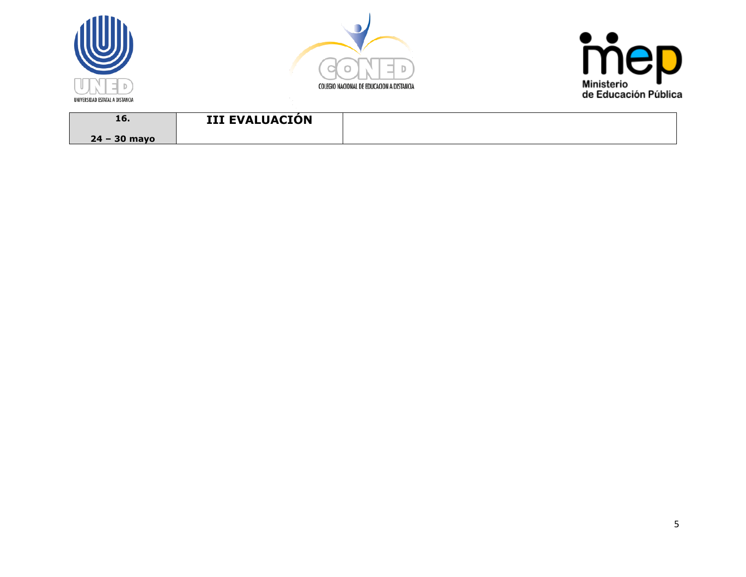| | | |
|---|---|---|
| **16.**<br><br>**24 – 30 mayo** | **III EVALUACIÓN** | |